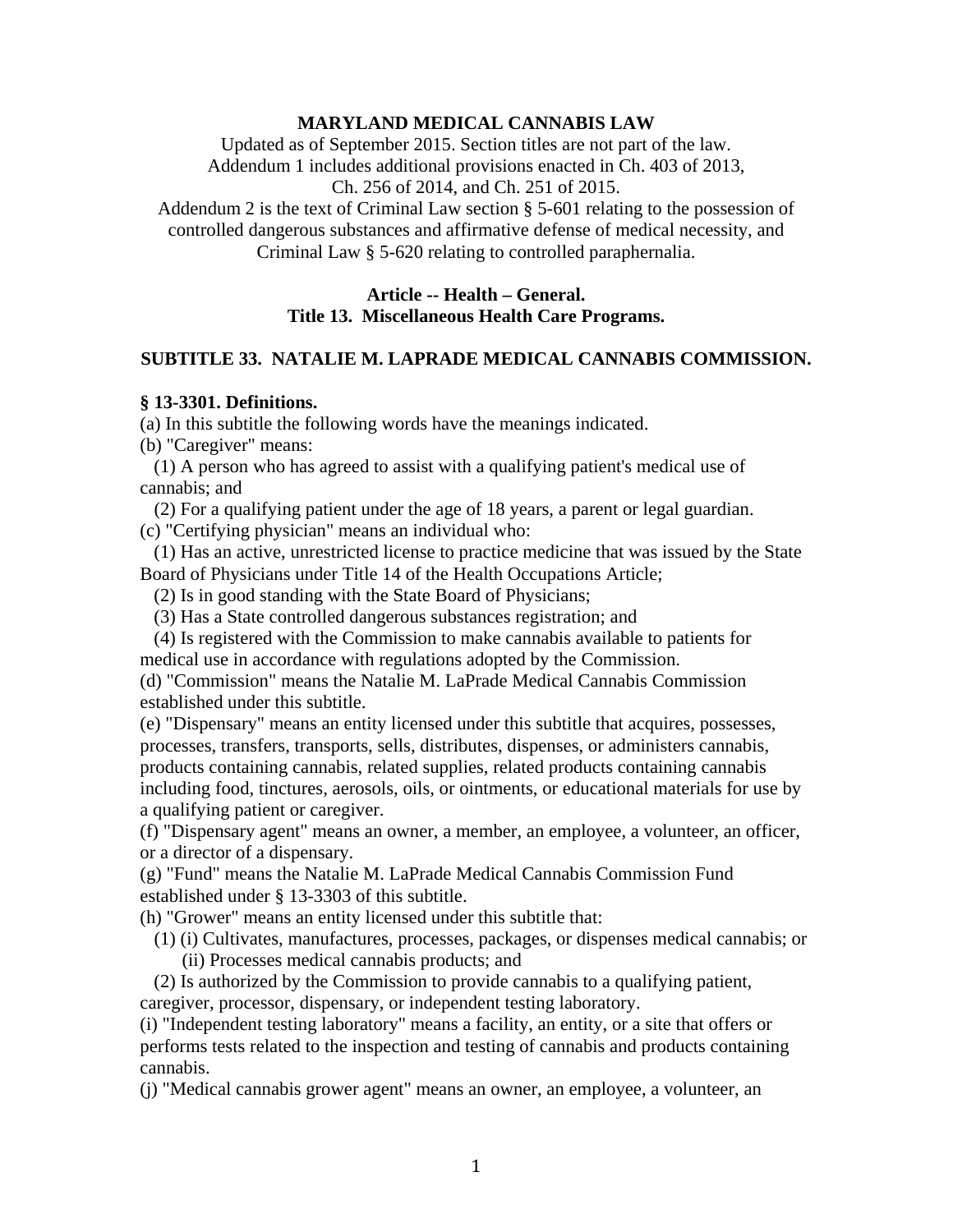**MARYLAND MEDICAL CANNABIS LAW**

Updated as of September 2015. Section titles are not part of the law.
Addendum 1 includes additional provisions enacted in Ch. 403 of 2013,
Ch. 256 of 2014, and Ch. 251 of 2015.
Addendum 2 is the text of Criminal Law section § 5-601 relating to the possession of controlled dangerous substances and affirmative defense of medical necessity, and Criminal Law § 5-620 relating to controlled paraphernalia.

**Article -- Health – General.**
**Title 13. Miscellaneous Health Care Programs.**

## SUBTITLE 33. NATALIE M. LAPRADE MEDICAL CANNABIS COMMISSION.

### § 13-3301. Definitions.

(a) In this subtitle the following words have the meanings indicated.

(b) "Caregiver" means:

(1) A person who has agreed to assist with a qualifying patient's medical use of cannabis; and

(2) For a qualifying patient under the age of 18 years, a parent or legal guardian.

(c) "Certifying physician" means an individual who:

(1) Has an active, unrestricted license to practice medicine that was issued by the State Board of Physicians under Title 14 of the Health Occupations Article;

(2) Is in good standing with the State Board of Physicians;

(3) Has a State controlled dangerous substances registration; and

(4) Is registered with the Commission to make cannabis available to patients for medical use in accordance with regulations adopted by the Commission.

(d) "Commission" means the Natalie M. LaPrade Medical Cannabis Commission established under this subtitle.

(e) "Dispensary" means an entity licensed under this subtitle that acquires, possesses, processes, transfers, transports, sells, distributes, dispenses, or administers cannabis, products containing cannabis, related supplies, related products containing cannabis including food, tinctures, aerosols, oils, or ointments, or educational materials for use by a qualifying patient or caregiver.

(f) "Dispensary agent" means an owner, a member, an employee, a volunteer, an officer, or a director of a dispensary.

(g) "Fund" means the Natalie M. LaPrade Medical Cannabis Commission Fund established under § 13-3303 of this subtitle.

(h) "Grower" means an entity licensed under this subtitle that:

(1) (i) Cultivates, manufactures, processes, packages, or dispenses medical cannabis; or

(ii) Processes medical cannabis products; and

(2) Is authorized by the Commission to provide cannabis to a qualifying patient, caregiver, processor, dispensary, or independent testing laboratory.

(i) "Independent testing laboratory" means a facility, an entity, or a site that offers or performs tests related to the inspection and testing of cannabis and products containing cannabis.

(j) "Medical cannabis grower agent" means an owner, an employee, a volunteer, an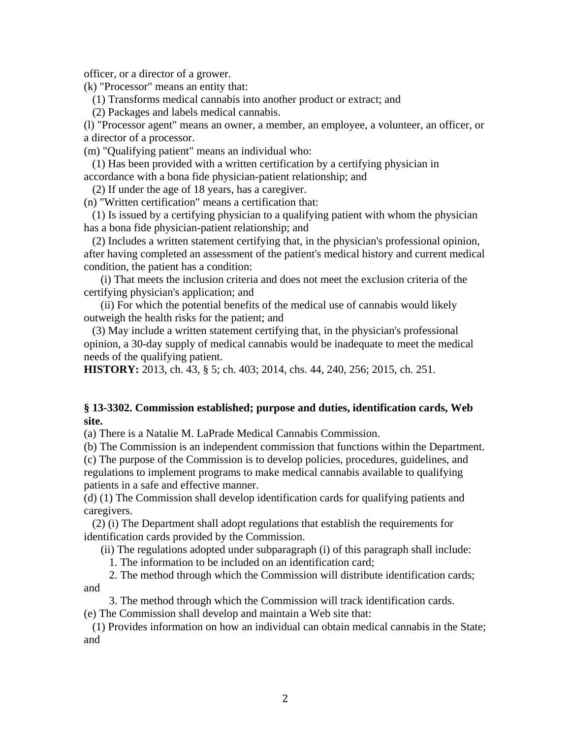officer, or a director of a grower.

(k) "Processor" means an entity that:

(1) Transforms medical cannabis into another product or extract; and

(2) Packages and labels medical cannabis.

(l) "Processor agent" means an owner, a member, an employee, a volunteer, an officer, or a director of a processor.

(m) "Qualifying patient" means an individual who:

(1) Has been provided with a written certification by a certifying physician in accordance with a bona fide physician-patient relationship; and

(2) If under the age of 18 years, has a caregiver.

(n) "Written certification" means a certification that:

(1) Is issued by a certifying physician to a qualifying patient with whom the physician has a bona fide physician-patient relationship; and

(2) Includes a written statement certifying that, in the physician's professional opinion, after having completed an assessment of the patient's medical history and current medical condition, the patient has a condition:

(i) That meets the inclusion criteria and does not meet the exclusion criteria of the certifying physician's application; and

(ii) For which the potential benefits of the medical use of cannabis would likely outweigh the health risks for the patient; and

(3) May include a written statement certifying that, in the physician's professional opinion, a 30-day supply of medical cannabis would be inadequate to meet the medical needs of the qualifying patient.

**HISTORY:** 2013, ch. 43, § 5; ch. 403; 2014, chs. 44, 240, 256; 2015, ch. 251.

### § 13-3302. Commission established; purpose and duties, identification cards, Web site.

(a) There is a Natalie M. LaPrade Medical Cannabis Commission.

(b) The Commission is an independent commission that functions within the Department.

(c) The purpose of the Commission is to develop policies, procedures, guidelines, and regulations to implement programs to make medical cannabis available to qualifying patients in a safe and effective manner.

(d) (1) The Commission shall develop identification cards for qualifying patients and caregivers.

(2) (i) The Department shall adopt regulations that establish the requirements for identification cards provided by the Commission.

(ii) The regulations adopted under subparagraph (i) of this paragraph shall include:

1. The information to be included on an identification card;

2. The method through which the Commission will distribute identification cards; and

3. The method through which the Commission will track identification cards.

(e) The Commission shall develop and maintain a Web site that:

(1) Provides information on how an individual can obtain medical cannabis in the State; and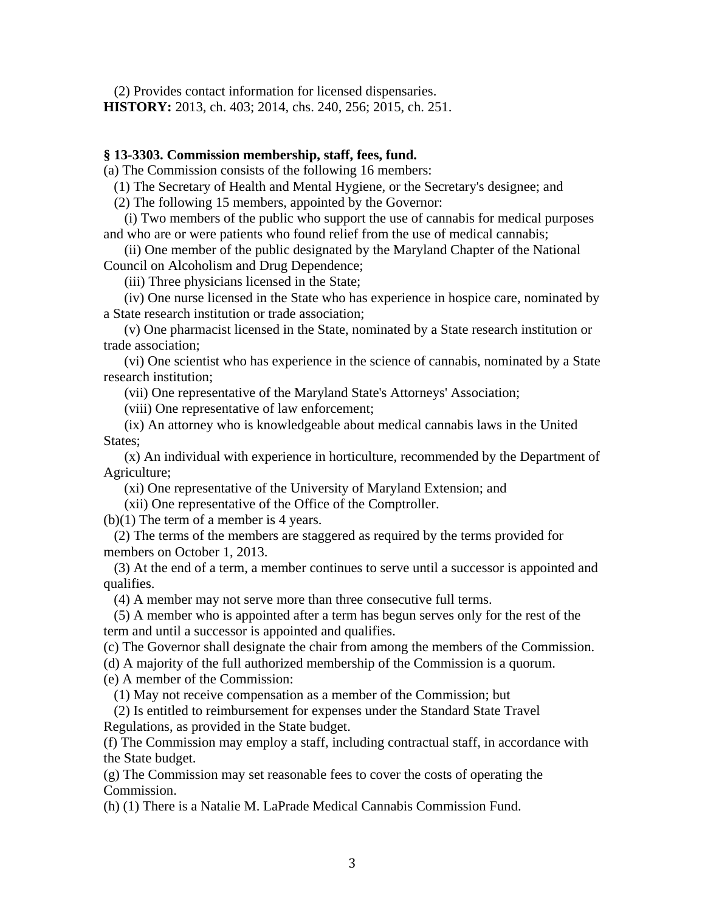(2) Provides contact information for licensed dispensaries.

**HISTORY:** 2013, ch. 403; 2014, chs. 240, 256; 2015, ch. 251.

**§ 13-3303. Commission membership, staff, fees, fund.**

(a) The Commission consists of the following 16 members:

(1) The Secretary of Health and Mental Hygiene, or the Secretary's designee; and

(2) The following 15 members, appointed by the Governor:

(i) Two members of the public who support the use of cannabis for medical purposes and who are or were patients who found relief from the use of medical cannabis;

(ii) One member of the public designated by the Maryland Chapter of the National Council on Alcoholism and Drug Dependence;

(iii) Three physicians licensed in the State;

(iv) One nurse licensed in the State who has experience in hospice care, nominated by a State research institution or trade association;

(v) One pharmacist licensed in the State, nominated by a State research institution or trade association;

(vi) One scientist who has experience in the science of cannabis, nominated by a State research institution;

(vii) One representative of the Maryland State's Attorneys' Association;

(viii) One representative of law enforcement;

(ix) An attorney who is knowledgeable about medical cannabis laws in the United States;

(x) An individual with experience in horticulture, recommended by the Department of Agriculture;

(xi) One representative of the University of Maryland Extension; and

(xii) One representative of the Office of the Comptroller.

(b)(1) The term of a member is 4 years.

(2) The terms of the members are staggered as required by the terms provided for members on October 1, 2013.

(3) At the end of a term, a member continues to serve until a successor is appointed and qualifies.

(4) A member may not serve more than three consecutive full terms.

(5) A member who is appointed after a term has begun serves only for the rest of the term and until a successor is appointed and qualifies.

(c) The Governor shall designate the chair from among the members of the Commission.

(d) A majority of the full authorized membership of the Commission is a quorum.

(e) A member of the Commission:

(1) May not receive compensation as a member of the Commission; but

(2) Is entitled to reimbursement for expenses under the Standard State Travel Regulations, as provided in the State budget.

(f) The Commission may employ a staff, including contractual staff, in accordance with the State budget.

(g) The Commission may set reasonable fees to cover the costs of operating the Commission.

(h) (1) There is a Natalie M. LaPrade Medical Cannabis Commission Fund.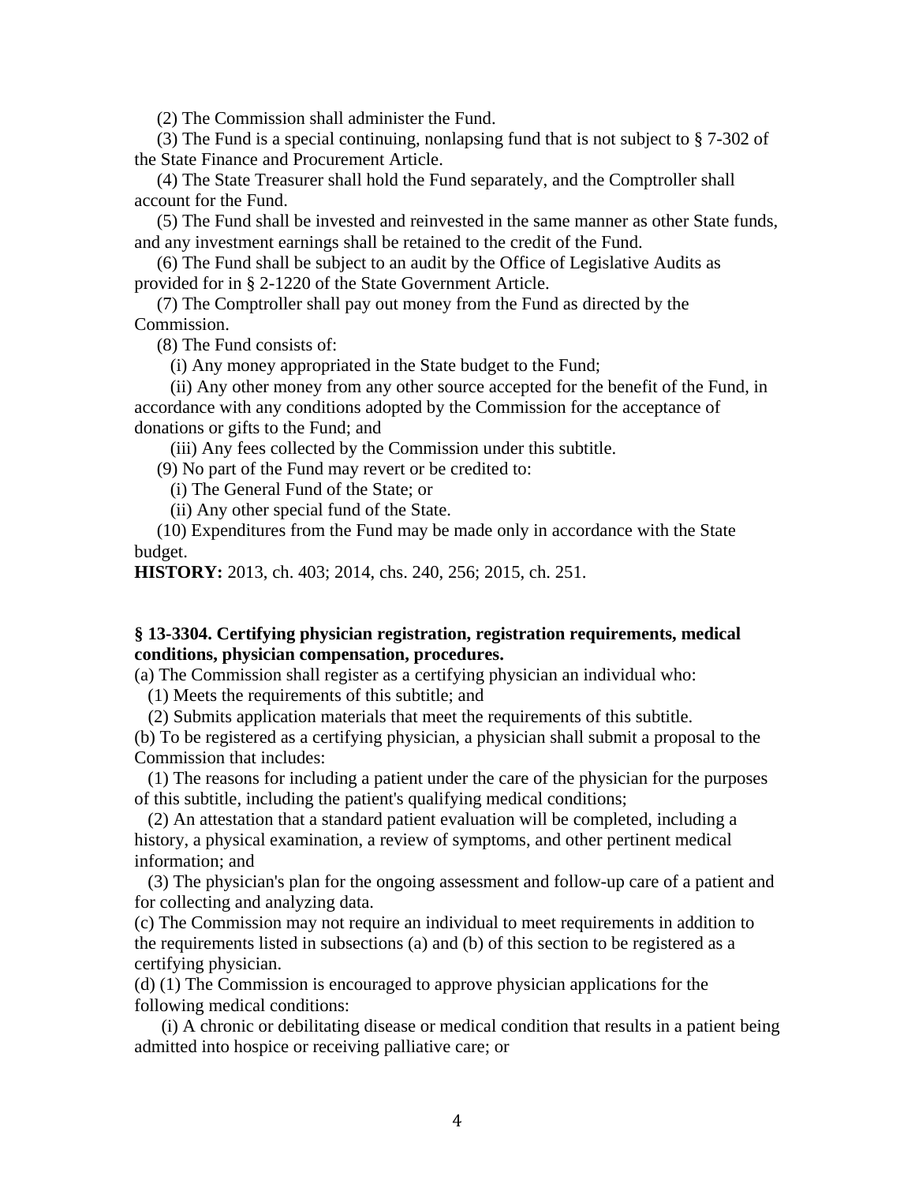(2) The Commission shall administer the Fund.

(3) The Fund is a special continuing, nonlapsing fund that is not subject to § 7-302 of the State Finance and Procurement Article.

(4) The State Treasurer shall hold the Fund separately, and the Comptroller shall account for the Fund.

(5) The Fund shall be invested and reinvested in the same manner as other State funds, and any investment earnings shall be retained to the credit of the Fund.

(6) The Fund shall be subject to an audit by the Office of Legislative Audits as provided for in § 2-1220 of the State Government Article.

(7) The Comptroller shall pay out money from the Fund as directed by the Commission.

(8) The Fund consists of:

(i) Any money appropriated in the State budget to the Fund;

(ii) Any other money from any other source accepted for the benefit of the Fund, in accordance with any conditions adopted by the Commission for the acceptance of donations or gifts to the Fund; and

(iii) Any fees collected by the Commission under this subtitle.

(9) No part of the Fund may revert or be credited to:

(i) The General Fund of the State; or

(ii) Any other special fund of the State.

(10) Expenditures from the Fund may be made only in accordance with the State budget.

**HISTORY:** 2013, ch. 403; 2014, chs. 240, 256; 2015, ch. 251.

**§ 13-3304. Certifying physician registration, registration requirements, medical conditions, physician compensation, procedures.**

(a) The Commission shall register as a certifying physician an individual who:

(1) Meets the requirements of this subtitle; and

(2) Submits application materials that meet the requirements of this subtitle.

(b) To be registered as a certifying physician, a physician shall submit a proposal to the Commission that includes:

(1) The reasons for including a patient under the care of the physician for the purposes of this subtitle, including the patient's qualifying medical conditions;

(2) An attestation that a standard patient evaluation will be completed, including a history, a physical examination, a review of symptoms, and other pertinent medical information; and

(3) The physician's plan for the ongoing assessment and follow-up care of a patient and for collecting and analyzing data.

(c) The Commission may not require an individual to meet requirements in addition to the requirements listed in subsections (a) and (b) of this section to be registered as a certifying physician.

(d) (1) The Commission is encouraged to approve physician applications for the following medical conditions:

(i) A chronic or debilitating disease or medical condition that results in a patient being admitted into hospice or receiving palliative care; or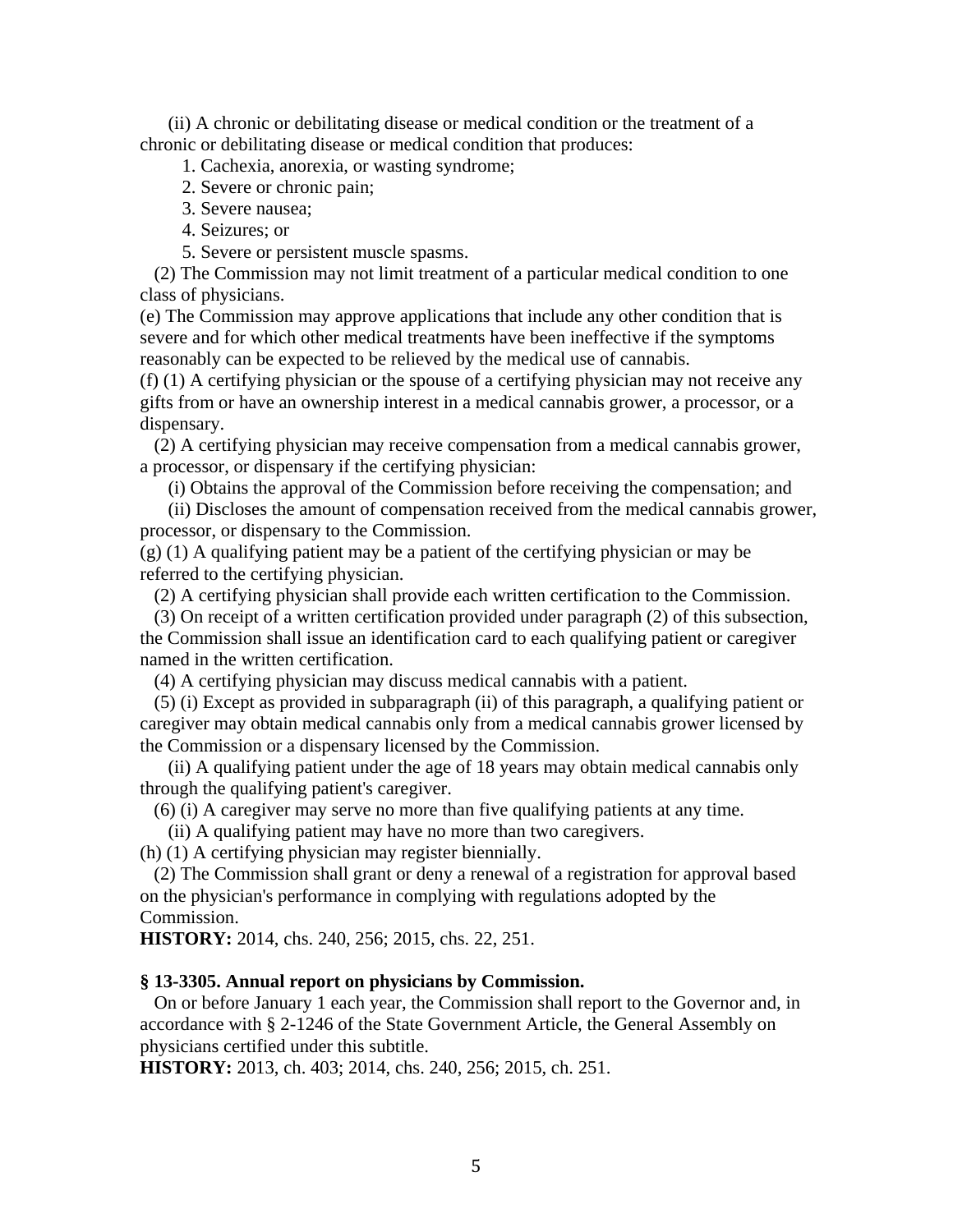(ii) A chronic or debilitating disease or medical condition or the treatment of a chronic or debilitating disease or medical condition that produces:

1. Cachexia, anorexia, or wasting syndrome;

2. Severe or chronic pain;

3. Severe nausea;

4. Seizures; or

5. Severe or persistent muscle spasms.

(2) The Commission may not limit treatment of a particular medical condition to one class of physicians.

(e) The Commission may approve applications that include any other condition that is severe and for which other medical treatments have been ineffective if the symptoms reasonably can be expected to be relieved by the medical use of cannabis.

(f) (1) A certifying physician or the spouse of a certifying physician may not receive any gifts from or have an ownership interest in a medical cannabis grower, a processor, or a dispensary.

(2) A certifying physician may receive compensation from a medical cannabis grower, a processor, or dispensary if the certifying physician:

(i) Obtains the approval of the Commission before receiving the compensation; and

(ii) Discloses the amount of compensation received from the medical cannabis grower, processor, or dispensary to the Commission.

(g) (1) A qualifying patient may be a patient of the certifying physician or may be referred to the certifying physician.

(2) A certifying physician shall provide each written certification to the Commission.

(3) On receipt of a written certification provided under paragraph (2) of this subsection, the Commission shall issue an identification card to each qualifying patient or caregiver named in the written certification.

(4) A certifying physician may discuss medical cannabis with a patient.

(5) (i) Except as provided in subparagraph (ii) of this paragraph, a qualifying patient or caregiver may obtain medical cannabis only from a medical cannabis grower licensed by the Commission or a dispensary licensed by the Commission.

(ii) A qualifying patient under the age of 18 years may obtain medical cannabis only through the qualifying patient's caregiver.

(6) (i) A caregiver may serve no more than five qualifying patients at any time.

(ii) A qualifying patient may have no more than two caregivers.

(h) (1) A certifying physician may register biennially.

(2) The Commission shall grant or deny a renewal of a registration for approval based on the physician's performance in complying with regulations adopted by the Commission.

**HISTORY:** 2014, chs. 240, 256; 2015, chs. 22, 251.

**§ 13-3305. Annual report on physicians by Commission.**

On or before January 1 each year, the Commission shall report to the Governor and, in accordance with § 2-1246 of the State Government Article, the General Assembly on physicians certified under this subtitle.

**HISTORY:** 2013, ch. 403; 2014, chs. 240, 256; 2015, ch. 251.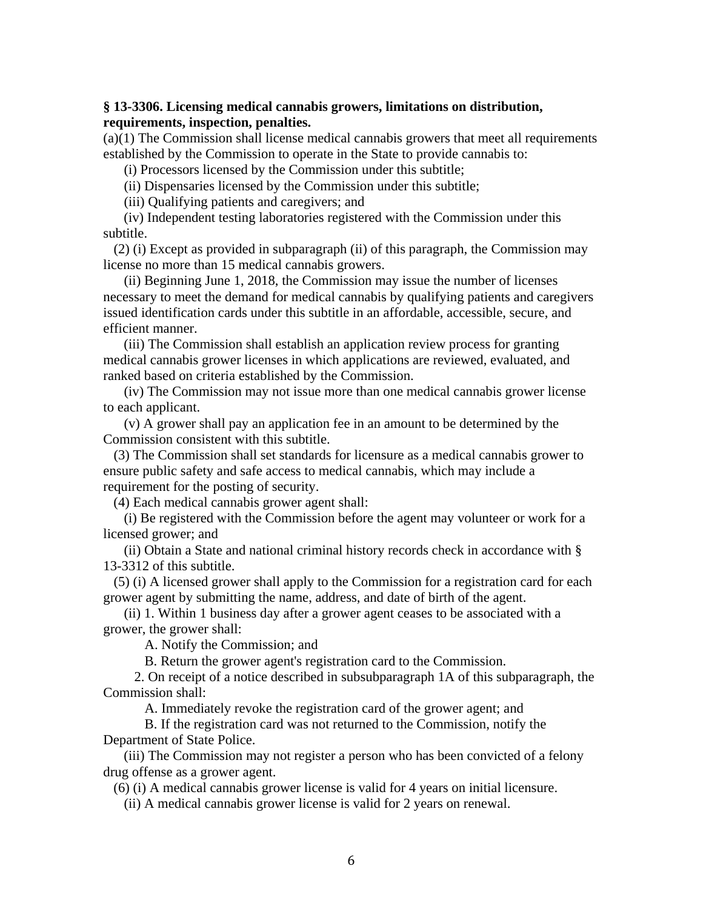**§ 13-3306. Licensing medical cannabis growers, limitations on distribution, requirements, inspection, penalties.**

(a)(1) The Commission shall license medical cannabis growers that meet all requirements established by the Commission to operate in the State to provide cannabis to:

(i) Processors licensed by the Commission under this subtitle;

(ii) Dispensaries licensed by the Commission under this subtitle;

(iii) Qualifying patients and caregivers; and

(iv) Independent testing laboratories registered with the Commission under this subtitle.

(2) (i) Except as provided in subparagraph (ii) of this paragraph, the Commission may license no more than 15 medical cannabis growers.

(ii) Beginning June 1, 2018, the Commission may issue the number of licenses necessary to meet the demand for medical cannabis by qualifying patients and caregivers issued identification cards under this subtitle in an affordable, accessible, secure, and efficient manner.

(iii) The Commission shall establish an application review process for granting medical cannabis grower licenses in which applications are reviewed, evaluated, and ranked based on criteria established by the Commission.

(iv) The Commission may not issue more than one medical cannabis grower license to each applicant.

(v) A grower shall pay an application fee in an amount to be determined by the Commission consistent with this subtitle.

(3) The Commission shall set standards for licensure as a medical cannabis grower to ensure public safety and safe access to medical cannabis, which may include a requirement for the posting of security.

(4) Each medical cannabis grower agent shall:

(i) Be registered with the Commission before the agent may volunteer or work for a licensed grower; and

(ii) Obtain a State and national criminal history records check in accordance with § 13-3312 of this subtitle.

(5) (i) A licensed grower shall apply to the Commission for a registration card for each grower agent by submitting the name, address, and date of birth of the agent.

(ii) 1. Within 1 business day after a grower agent ceases to be associated with a grower, the grower shall:

A. Notify the Commission; and

B. Return the grower agent's registration card to the Commission.

2. On receipt of a notice described in subsubparagraph 1A of this subparagraph, the Commission shall:

A. Immediately revoke the registration card of the grower agent; and

B. If the registration card was not returned to the Commission, notify the Department of State Police.

(iii) The Commission may not register a person who has been convicted of a felony drug offense as a grower agent.

(6) (i) A medical cannabis grower license is valid for 4 years on initial licensure.

(ii) A medical cannabis grower license is valid for 2 years on renewal.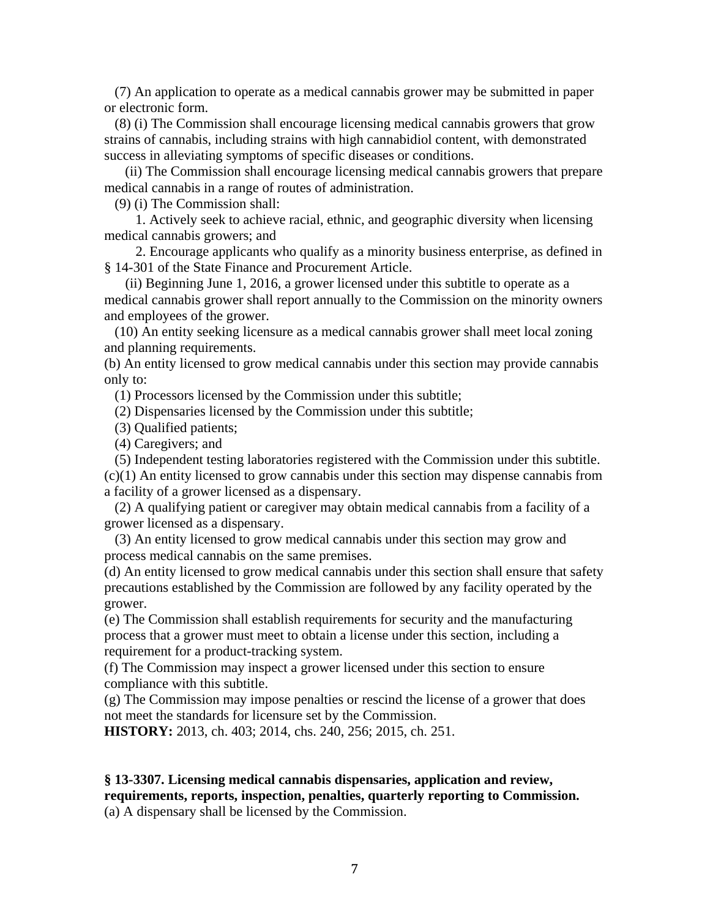(7) An application to operate as a medical cannabis grower may be submitted in paper or electronic form.

(8) (i) The Commission shall encourage licensing medical cannabis growers that grow strains of cannabis, including strains with high cannabidiol content, with demonstrated success in alleviating symptoms of specific diseases or conditions.

(ii) The Commission shall encourage licensing medical cannabis growers that prepare medical cannabis in a range of routes of administration.

(9) (i) The Commission shall:

1. Actively seek to achieve racial, ethnic, and geographic diversity when licensing medical cannabis growers; and

2. Encourage applicants who qualify as a minority business enterprise, as defined in § 14-301 of the State Finance and Procurement Article.

(ii) Beginning June 1, 2016, a grower licensed under this subtitle to operate as a medical cannabis grower shall report annually to the Commission on the minority owners and employees of the grower.

(10) An entity seeking licensure as a medical cannabis grower shall meet local zoning and planning requirements.

(b) An entity licensed to grow medical cannabis under this section may provide cannabis only to:

(1) Processors licensed by the Commission under this subtitle;

(2) Dispensaries licensed by the Commission under this subtitle;

(3) Qualified patients;

(4) Caregivers; and

(5) Independent testing laboratories registered with the Commission under this subtitle.

(c)(1) An entity licensed to grow cannabis under this section may dispense cannabis from a facility of a grower licensed as a dispensary.

(2) A qualifying patient or caregiver may obtain medical cannabis from a facility of a grower licensed as a dispensary.

(3) An entity licensed to grow medical cannabis under this section may grow and process medical cannabis on the same premises.

(d) An entity licensed to grow medical cannabis under this section shall ensure that safety precautions established by the Commission are followed by any facility operated by the grower.

(e) The Commission shall establish requirements for security and the manufacturing process that a grower must meet to obtain a license under this section, including a requirement for a product-tracking system.

(f) The Commission may inspect a grower licensed under this section to ensure compliance with this subtitle.

(g) The Commission may impose penalties or rescind the license of a grower that does not meet the standards for licensure set by the Commission.

**HISTORY:** 2013, ch. 403; 2014, chs. 240, 256; 2015, ch. 251.

**§ 13-3307. Licensing medical cannabis dispensaries, application and review, requirements, reports, inspection, penalties, quarterly reporting to Commission.**

(a) A dispensary shall be licensed by the Commission.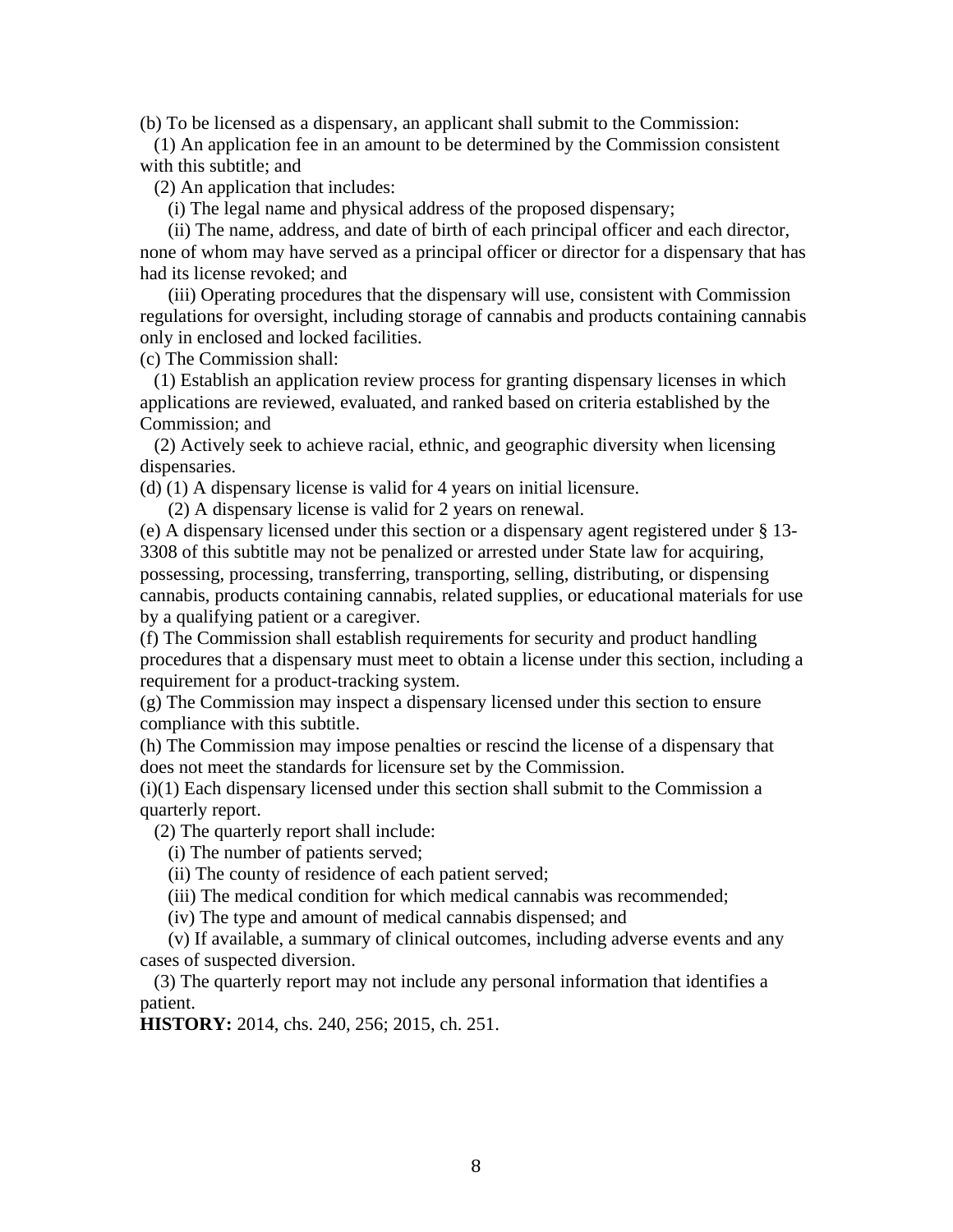(b) To be licensed as a dispensary, an applicant shall submit to the Commission:

(1) An application fee in an amount to be determined by the Commission consistent with this subtitle; and

(2) An application that includes:

(i) The legal name and physical address of the proposed dispensary;

(ii) The name, address, and date of birth of each principal officer and each director, none of whom may have served as a principal officer or director for a dispensary that has had its license revoked; and

(iii) Operating procedures that the dispensary will use, consistent with Commission regulations for oversight, including storage of cannabis and products containing cannabis only in enclosed and locked facilities.

(c) The Commission shall:

(1) Establish an application review process for granting dispensary licenses in which applications are reviewed, evaluated, and ranked based on criteria established by the Commission; and

(2) Actively seek to achieve racial, ethnic, and geographic diversity when licensing dispensaries.

(d) (1) A dispensary license is valid for 4 years on initial licensure.

(2) A dispensary license is valid for 2 years on renewal.

(e) A dispensary licensed under this section or a dispensary agent registered under § 13-3308 of this subtitle may not be penalized or arrested under State law for acquiring, possessing, processing, transferring, transporting, selling, distributing, or dispensing cannabis, products containing cannabis, related supplies, or educational materials for use by a qualifying patient or a caregiver.

(f) The Commission shall establish requirements for security and product handling procedures that a dispensary must meet to obtain a license under this section, including a requirement for a product-tracking system.

(g) The Commission may inspect a dispensary licensed under this section to ensure compliance with this subtitle.

(h) The Commission may impose penalties or rescind the license of a dispensary that does not meet the standards for licensure set by the Commission.

(i)(1) Each dispensary licensed under this section shall submit to the Commission a quarterly report.

(2) The quarterly report shall include:

(i) The number of patients served;

(ii) The county of residence of each patient served;

(iii) The medical condition for which medical cannabis was recommended;

(iv) The type and amount of medical cannabis dispensed; and

(v) If available, a summary of clinical outcomes, including adverse events and any cases of suspected diversion.

(3) The quarterly report may not include any personal information that identifies a patient.

**HISTORY:** 2014, chs. 240, 256; 2015, ch. 251.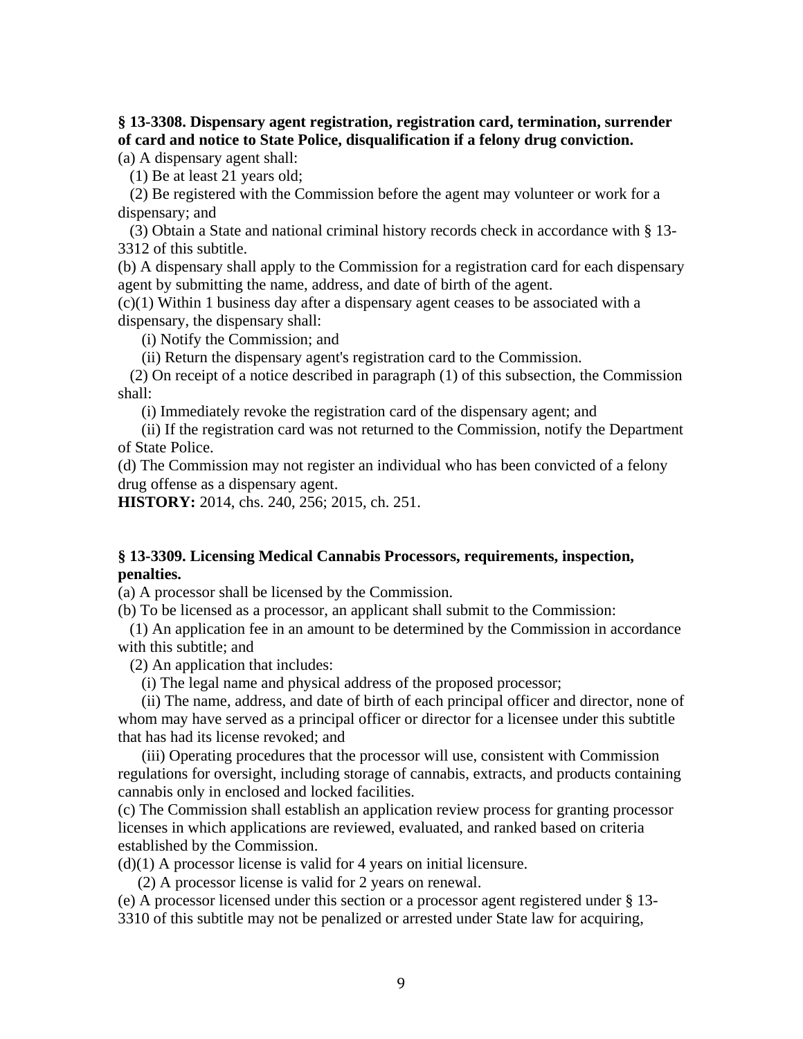**§ 13-3308. Dispensary agent registration, registration card, termination, surrender of card and notice to State Police, disqualification if a felony drug conviction.**

(a) A dispensary agent shall:

(1) Be at least 21 years old;

(2) Be registered with the Commission before the agent may volunteer or work for a dispensary; and

(3) Obtain a State and national criminal history records check in accordance with § 13-3312 of this subtitle.

(b) A dispensary shall apply to the Commission for a registration card for each dispensary agent by submitting the name, address, and date of birth of the agent.

(c)(1) Within 1 business day after a dispensary agent ceases to be associated with a dispensary, the dispensary shall:

(i) Notify the Commission; and

(ii) Return the dispensary agent's registration card to the Commission.

(2) On receipt of a notice described in paragraph (1) of this subsection, the Commission shall:

(i) Immediately revoke the registration card of the dispensary agent; and

(ii) If the registration card was not returned to the Commission, notify the Department of State Police.

(d) The Commission may not register an individual who has been convicted of a felony drug offense as a dispensary agent.

**HISTORY:** 2014, chs. 240, 256; 2015, ch. 251.

**§ 13-3309. Licensing Medical Cannabis Processors, requirements, inspection, penalties.**

(a) A processor shall be licensed by the Commission.

(b) To be licensed as a processor, an applicant shall submit to the Commission:

(1) An application fee in an amount to be determined by the Commission in accordance with this subtitle; and

(2) An application that includes:

(i) The legal name and physical address of the proposed processor;

(ii) The name, address, and date of birth of each principal officer and director, none of whom may have served as a principal officer or director for a licensee under this subtitle that has had its license revoked; and

(iii) Operating procedures that the processor will use, consistent with Commission regulations for oversight, including storage of cannabis, extracts, and products containing cannabis only in enclosed and locked facilities.

(c) The Commission shall establish an application review process for granting processor licenses in which applications are reviewed, evaluated, and ranked based on criteria established by the Commission.

(d)(1) A processor license is valid for 4 years on initial licensure.

(2) A processor license is valid for 2 years on renewal.

(e) A processor licensed under this section or a processor agent registered under § 13-3310 of this subtitle may not be penalized or arrested under State law for acquiring,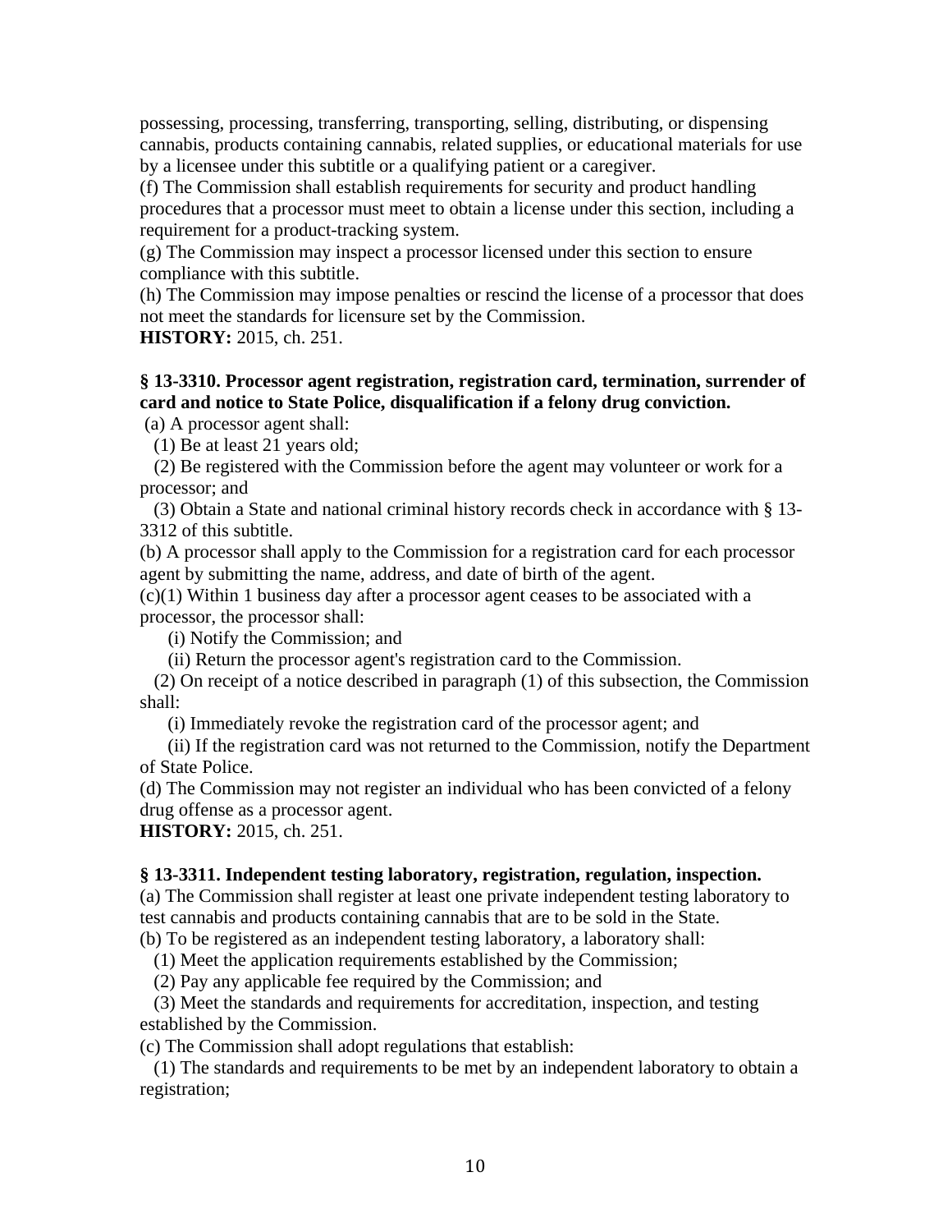possessing, processing, transferring, transporting, selling, distributing, or dispensing cannabis, products containing cannabis, related supplies, or educational materials for use by a licensee under this subtitle or a qualifying patient or a caregiver.

(f) The Commission shall establish requirements for security and product handling procedures that a processor must meet to obtain a license under this section, including a requirement for a product-tracking system.

(g) The Commission may inspect a processor licensed under this section to ensure compliance with this subtitle.

(h) The Commission may impose penalties or rescind the license of a processor that does not meet the standards for licensure set by the Commission.

**HISTORY:** 2015, ch. 251.

**§ 13-3310. Processor agent registration, registration card, termination, surrender of card and notice to State Police, disqualification if a felony drug conviction.**

(a) A processor agent shall:

(1) Be at least 21 years old;

(2) Be registered with the Commission before the agent may volunteer or work for a processor; and

(3) Obtain a State and national criminal history records check in accordance with § 13-3312 of this subtitle.

(b) A processor shall apply to the Commission for a registration card for each processor agent by submitting the name, address, and date of birth of the agent.

(c)(1) Within 1 business day after a processor agent ceases to be associated with a processor, the processor shall:

(i) Notify the Commission; and

(ii) Return the processor agent's registration card to the Commission.

(2) On receipt of a notice described in paragraph (1) of this subsection, the Commission shall:

(i) Immediately revoke the registration card of the processor agent; and

(ii) If the registration card was not returned to the Commission, notify the Department of State Police.

(d) The Commission may not register an individual who has been convicted of a felony drug offense as a processor agent.

**HISTORY:** 2015, ch. 251.

**§ 13-3311. Independent testing laboratory, registration, regulation, inspection.**

(a) The Commission shall register at least one private independent testing laboratory to test cannabis and products containing cannabis that are to be sold in the State.

(b) To be registered as an independent testing laboratory, a laboratory shall:

(1) Meet the application requirements established by the Commission;

(2) Pay any applicable fee required by the Commission; and

(3) Meet the standards and requirements for accreditation, inspection, and testing established by the Commission.

(c) The Commission shall adopt regulations that establish:

(1) The standards and requirements to be met by an independent laboratory to obtain a registration;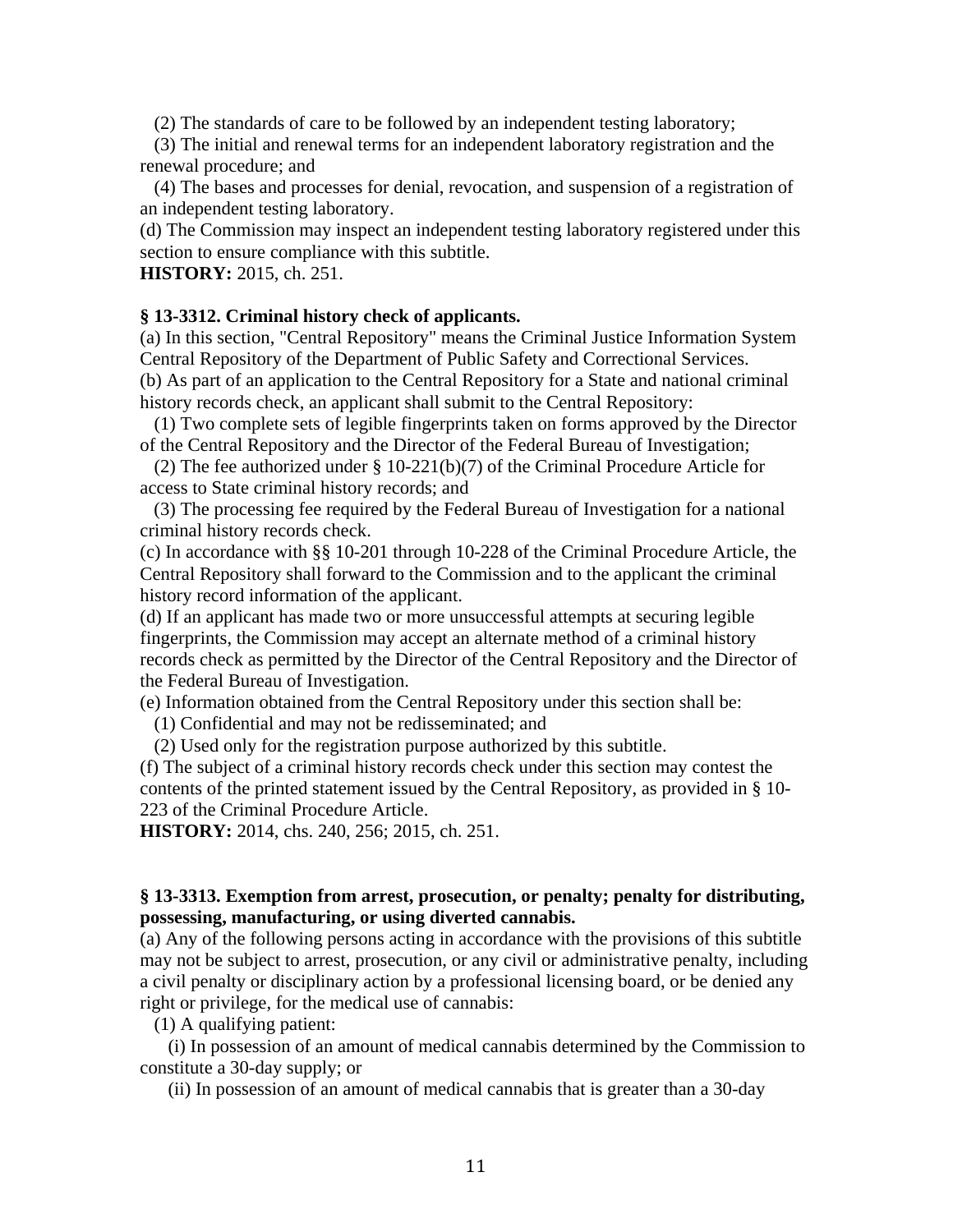(2) The standards of care to be followed by an independent testing laboratory;

(3) The initial and renewal terms for an independent laboratory registration and the renewal procedure; and

(4) The bases and processes for denial, revocation, and suspension of a registration of an independent testing laboratory.

(d) The Commission may inspect an independent testing laboratory registered under this section to ensure compliance with this subtitle.

**HISTORY:** 2015, ch. 251.

**§ 13-3312. Criminal history check of applicants.**

(a) In this section, "Central Repository" means the Criminal Justice Information System Central Repository of the Department of Public Safety and Correctional Services.

(b) As part of an application to the Central Repository for a State and national criminal history records check, an applicant shall submit to the Central Repository:

(1) Two complete sets of legible fingerprints taken on forms approved by the Director of the Central Repository and the Director of the Federal Bureau of Investigation;

(2) The fee authorized under § 10-221(b)(7) of the Criminal Procedure Article for access to State criminal history records; and

(3) The processing fee required by the Federal Bureau of Investigation for a national criminal history records check.

(c) In accordance with §§ 10-201 through 10-228 of the Criminal Procedure Article, the Central Repository shall forward to the Commission and to the applicant the criminal history record information of the applicant.

(d) If an applicant has made two or more unsuccessful attempts at securing legible fingerprints, the Commission may accept an alternate method of a criminal history records check as permitted by the Director of the Central Repository and the Director of the Federal Bureau of Investigation.

(e) Information obtained from the Central Repository under this section shall be:

(1) Confidential and may not be redisseminated; and

(2) Used only for the registration purpose authorized by this subtitle.

(f) The subject of a criminal history records check under this section may contest the contents of the printed statement issued by the Central Repository, as provided in § 10-223 of the Criminal Procedure Article.

**HISTORY:** 2014, chs. 240, 256; 2015, ch. 251.

**§ 13-3313. Exemption from arrest, prosecution, or penalty; penalty for distributing, possessing, manufacturing, or using diverted cannabis.**

(a) Any of the following persons acting in accordance with the provisions of this subtitle may not be subject to arrest, prosecution, or any civil or administrative penalty, including a civil penalty or disciplinary action by a professional licensing board, or be denied any right or privilege, for the medical use of cannabis:

(1) A qualifying patient:

(i) In possession of an amount of medical cannabis determined by the Commission to constitute a 30-day supply; or

(ii) In possession of an amount of medical cannabis that is greater than a 30-day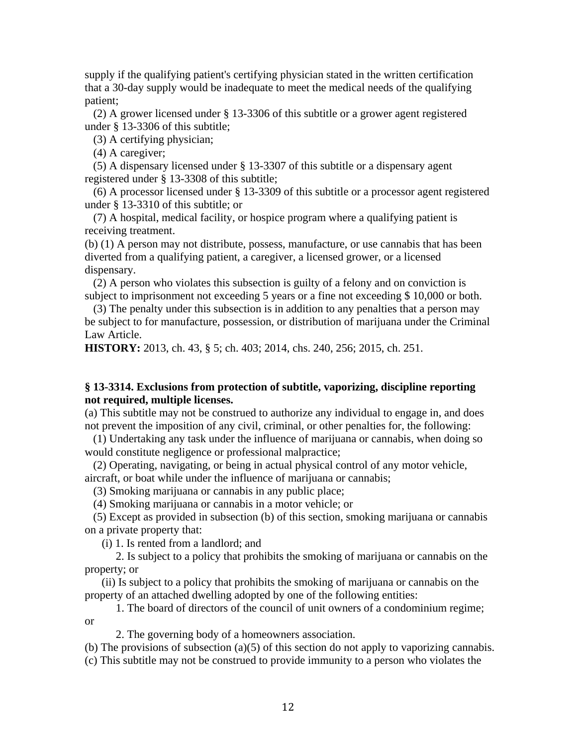supply if the qualifying patient's certifying physician stated in the written certification that a 30-day supply would be inadequate to meet the medical needs of the qualifying patient;

(2) A grower licensed under § 13-3306 of this subtitle or a grower agent registered under § 13-3306 of this subtitle;

(3) A certifying physician;

(4) A caregiver;

(5) A dispensary licensed under § 13-3307 of this subtitle or a dispensary agent registered under § 13-3308 of this subtitle;

(6) A processor licensed under § 13-3309 of this subtitle or a processor agent registered under § 13-3310 of this subtitle; or

(7) A hospital, medical facility, or hospice program where a qualifying patient is receiving treatment.

(b) (1) A person may not distribute, possess, manufacture, or use cannabis that has been diverted from a qualifying patient, a caregiver, a licensed grower, or a licensed dispensary.

(2) A person who violates this subsection is guilty of a felony and on conviction is subject to imprisonment not exceeding 5 years or a fine not exceeding $ 10,000 or both.

(3) The penalty under this subsection is in addition to any penalties that a person may be subject to for manufacture, possession, or distribution of marijuana under the Criminal Law Article.

**HISTORY:** 2013, ch. 43, § 5; ch. 403; 2014, chs. 240, 256; 2015, ch. 251.

### § 13-3314. Exclusions from protection of subtitle, vaporizing, discipline reporting not required, multiple licenses.

(a) This subtitle may not be construed to authorize any individual to engage in, and does not prevent the imposition of any civil, criminal, or other penalties for, the following:

(1) Undertaking any task under the influence of marijuana or cannabis, when doing so would constitute negligence or professional malpractice;

(2) Operating, navigating, or being in actual physical control of any motor vehicle, aircraft, or boat while under the influence of marijuana or cannabis;

(3) Smoking marijuana or cannabis in any public place;

(4) Smoking marijuana or cannabis in a motor vehicle; or

(5) Except as provided in subsection (b) of this section, smoking marijuana or cannabis on a private property that:

(i) 1. Is rented from a landlord; and

2. Is subject to a policy that prohibits the smoking of marijuana or cannabis on the property; or

(ii) Is subject to a policy that prohibits the smoking of marijuana or cannabis on the property of an attached dwelling adopted by one of the following entities:

1. The board of directors of the council of unit owners of a condominium regime; or

2. The governing body of a homeowners association.

(b) The provisions of subsection (a)(5) of this section do not apply to vaporizing cannabis.

(c) This subtitle may not be construed to provide immunity to a person who violates the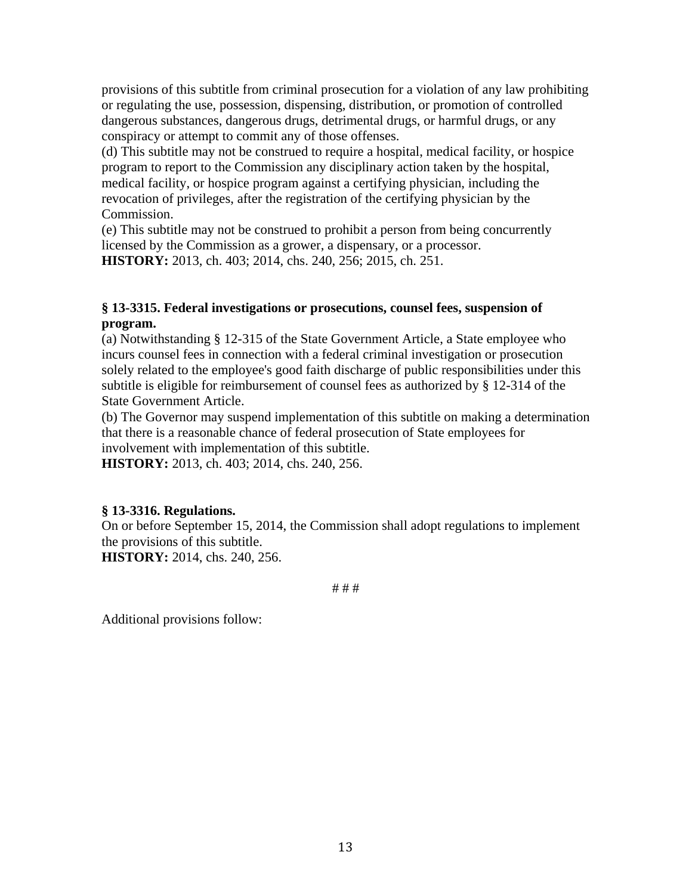provisions of this subtitle from criminal prosecution for a violation of any law prohibiting or regulating the use, possession, dispensing, distribution, or promotion of controlled dangerous substances, dangerous drugs, detrimental drugs, or harmful drugs, or any conspiracy or attempt to commit any of those offenses.

(d) This subtitle may not be construed to require a hospital, medical facility, or hospice program to report to the Commission any disciplinary action taken by the hospital, medical facility, or hospice program against a certifying physician, including the revocation of privileges, after the registration of the certifying physician by the Commission.

(e) This subtitle may not be construed to prohibit a person from being concurrently licensed by the Commission as a grower, a dispensary, or a processor.

**HISTORY:** 2013, ch. 403; 2014, chs. 240, 256; 2015, ch. 251.

**§ 13-3315. Federal investigations or prosecutions, counsel fees, suspension of program.**

(a) Notwithstanding § 12-315 of the State Government Article, a State employee who incurs counsel fees in connection with a federal criminal investigation or prosecution solely related to the employee's good faith discharge of public responsibilities under this subtitle is eligible for reimbursement of counsel fees as authorized by § 12-314 of the State Government Article.

(b) The Governor may suspend implementation of this subtitle on making a determination that there is a reasonable chance of federal prosecution of State employees for involvement with implementation of this subtitle.

**HISTORY:** 2013, ch. 403; 2014, chs. 240, 256.

**§ 13-3316. Regulations.**

On or before September 15, 2014, the Commission shall adopt regulations to implement the provisions of this subtitle.

**HISTORY:** 2014, chs. 240, 256.

# # #

Additional provisions follow: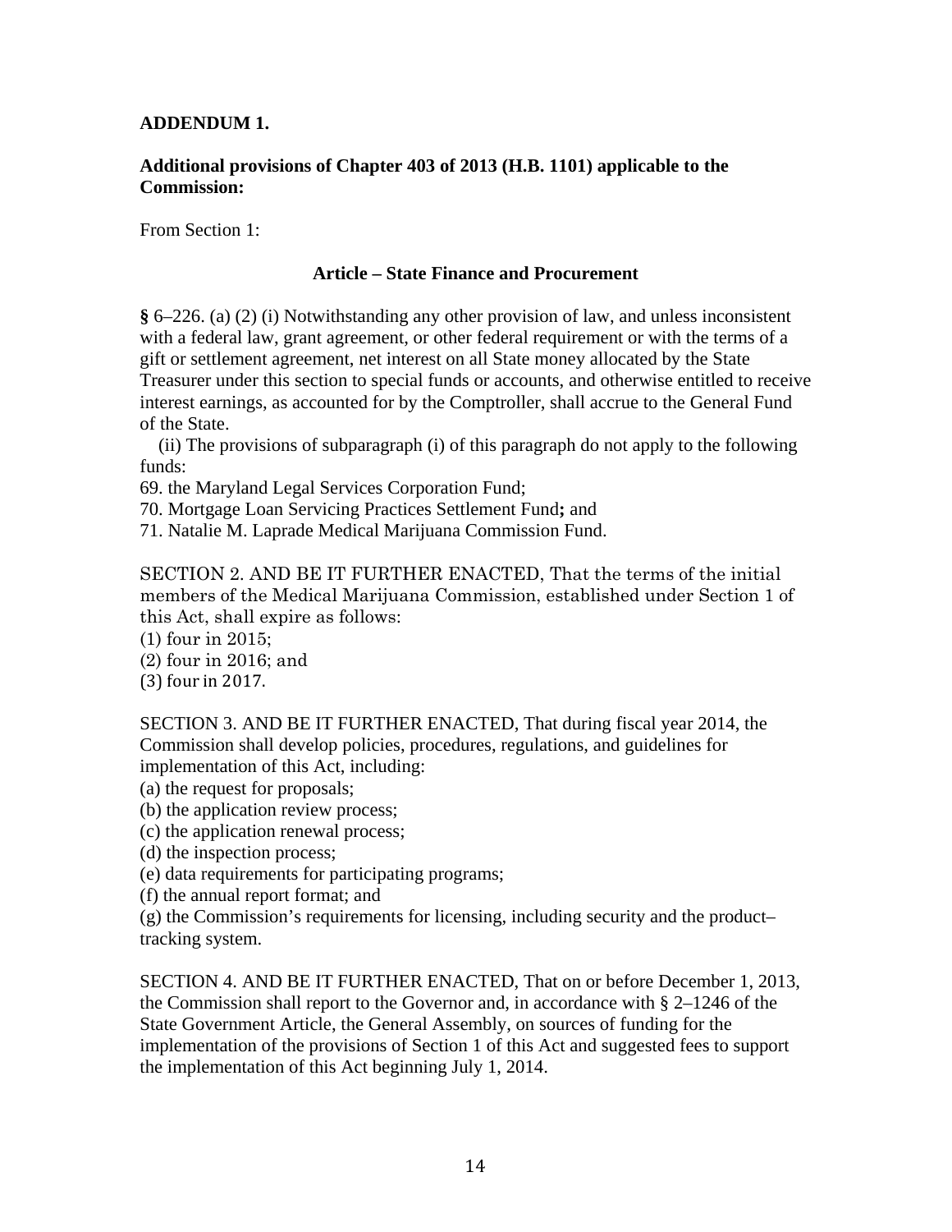**ADDENDUM 1.**

**Additional provisions of Chapter 403 of 2013 (H.B. 1101) applicable to the Commission:**

From Section 1:

**Article – State Finance and Procurement**

**§** 6–226. (a) (2) (i) Notwithstanding any other provision of law, and unless inconsistent with a federal law, grant agreement, or other federal requirement or with the terms of a gift or settlement agreement, net interest on all State money allocated by the State Treasurer under this section to special funds or accounts, and otherwise entitled to receive interest earnings, as accounted for by the Comptroller, shall accrue to the General Fund of the State.

(ii) The provisions of subparagraph (i) of this paragraph do not apply to the following funds:

69. the Maryland Legal Services Corporation Fund;
70. Mortgage Loan Servicing Practices Settlement Fund**;** and
71. Natalie M. Laprade Medical Marijuana Commission Fund.

SECTION 2. AND BE IT FURTHER ENACTED, That the terms of the initial members of the Medical Marijuana Commission, established under Section 1 of this Act, shall expire as follows:

(1) four in 2015;
(2) four in 2016; and
(3) four in 2017.

SECTION 3. AND BE IT FURTHER ENACTED, That during fiscal year 2014, the Commission shall develop policies, procedures, regulations, and guidelines for implementation of this Act, including:

(a) the request for proposals;
(b) the application review process;
(c) the application renewal process;
(d) the inspection process;
(e) data requirements for participating programs;
(f) the annual report format; and
(g) the Commission's requirements for licensing, including security and the product–tracking system.

SECTION 4. AND BE IT FURTHER ENACTED, That on or before December 1, 2013, the Commission shall report to the Governor and, in accordance with § 2–1246 of the State Government Article, the General Assembly, on sources of funding for the implementation of the provisions of Section 1 of this Act and suggested fees to support the implementation of this Act beginning July 1, 2014.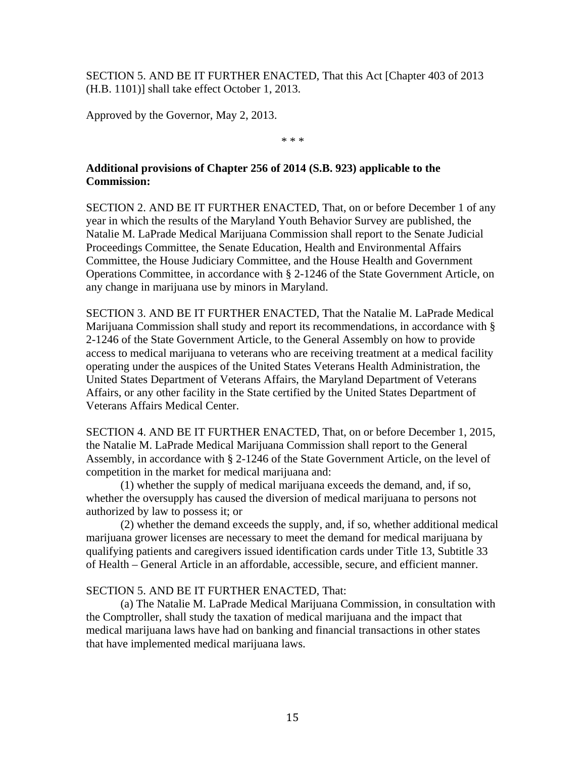SECTION 5. AND BE IT FURTHER ENACTED, That this Act [Chapter 403 of 2013 (H.B. 1101)] shall take effect October 1, 2013.

Approved by the Governor, May 2, 2013.

\* \* \*

**Additional provisions of Chapter 256 of 2014 (S.B. 923) applicable to the Commission:**

SECTION 2. AND BE IT FURTHER ENACTED, That, on or before December 1 of any year in which the results of the Maryland Youth Behavior Survey are published, the Natalie M. LaPrade Medical Marijuana Commission shall report to the Senate Judicial Proceedings Committee, the Senate Education, Health and Environmental Affairs Committee, the House Judiciary Committee, and the House Health and Government Operations Committee, in accordance with § 2-1246 of the State Government Article, on any change in marijuana use by minors in Maryland.

SECTION 3. AND BE IT FURTHER ENACTED, That the Natalie M. LaPrade Medical Marijuana Commission shall study and report its recommendations, in accordance with § 2-1246 of the State Government Article, to the General Assembly on how to provide access to medical marijuana to veterans who are receiving treatment at a medical facility operating under the auspices of the United States Veterans Health Administration, the United States Department of Veterans Affairs, the Maryland Department of Veterans Affairs, or any other facility in the State certified by the United States Department of Veterans Affairs Medical Center.

SECTION 4. AND BE IT FURTHER ENACTED, That, on or before December 1, 2015, the Natalie M. LaPrade Medical Marijuana Commission shall report to the General Assembly, in accordance with § 2-1246 of the State Government Article, on the level of competition in the market for medical marijuana and:

(1) whether the supply of medical marijuana exceeds the demand, and, if so, whether the oversupply has caused the diversion of medical marijuana to persons not authorized by law to possess it; or

(2) whether the demand exceeds the supply, and, if so, whether additional medical marijuana grower licenses are necessary to meet the demand for medical marijuana by qualifying patients and caregivers issued identification cards under Title 13, Subtitle 33 of Health – General Article in an affordable, accessible, secure, and efficient manner.

SECTION 5. AND BE IT FURTHER ENACTED, That:

(a) The Natalie M. LaPrade Medical Marijuana Commission, in consultation with the Comptroller, shall study the taxation of medical marijuana and the impact that medical marijuana laws have had on banking and financial transactions in other states that have implemented medical marijuana laws.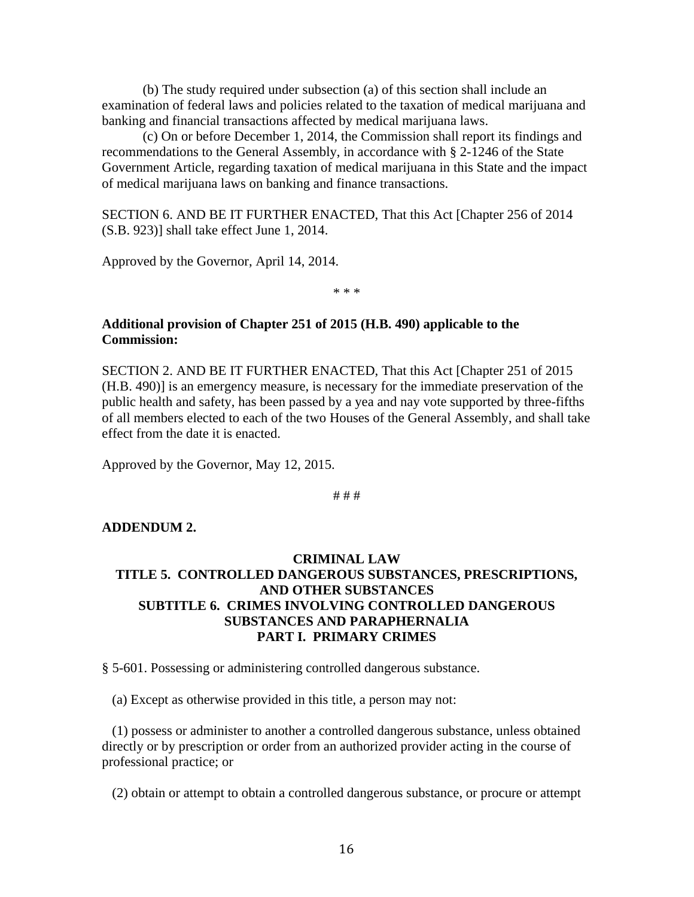(b) The study required under subsection (a) of this section shall include an examination of federal laws and policies related to the taxation of medical marijuana and banking and financial transactions affected by medical marijuana laws.

(c) On or before December 1, 2014, the Commission shall report its findings and recommendations to the General Assembly, in accordance with § 2-1246 of the State Government Article, regarding taxation of medical marijuana in this State and the impact of medical marijuana laws on banking and finance transactions.

SECTION 6. AND BE IT FURTHER ENACTED, That this Act [Chapter 256 of 2014 (S.B. 923)] shall take effect June 1, 2014.

Approved by the Governor, April 14, 2014.

\* \* \*

**Additional provision of Chapter 251 of 2015 (H.B. 490) applicable to the Commission:**

SECTION 2. AND BE IT FURTHER ENACTED, That this Act [Chapter 251 of 2015 (H.B. 490)] is an emergency measure, is necessary for the immediate preservation of the public health and safety, has been passed by a yea and nay vote supported by three-fifths of all members elected to each of the two Houses of the General Assembly, and shall take effect from the date it is enacted.

Approved by the Governor, May 12, 2015.

# # #

**ADDENDUM 2.**

## CRIMINAL LAW
## TITLE 5. CONTROLLED DANGEROUS SUBSTANCES, PRESCRIPTIONS, AND OTHER SUBSTANCES
## SUBTITLE 6. CRIMES INVOLVING CONTROLLED DANGEROUS SUBSTANCES AND PARAPHERNALIA
## PART I. PRIMARY CRIMES

§ 5-601. Possessing or administering controlled dangerous substance.

(a) Except as otherwise provided in this title, a person may not:

(1) possess or administer to another a controlled dangerous substance, unless obtained directly or by prescription or order from an authorized provider acting in the course of professional practice; or

(2) obtain or attempt to obtain a controlled dangerous substance, or procure or attempt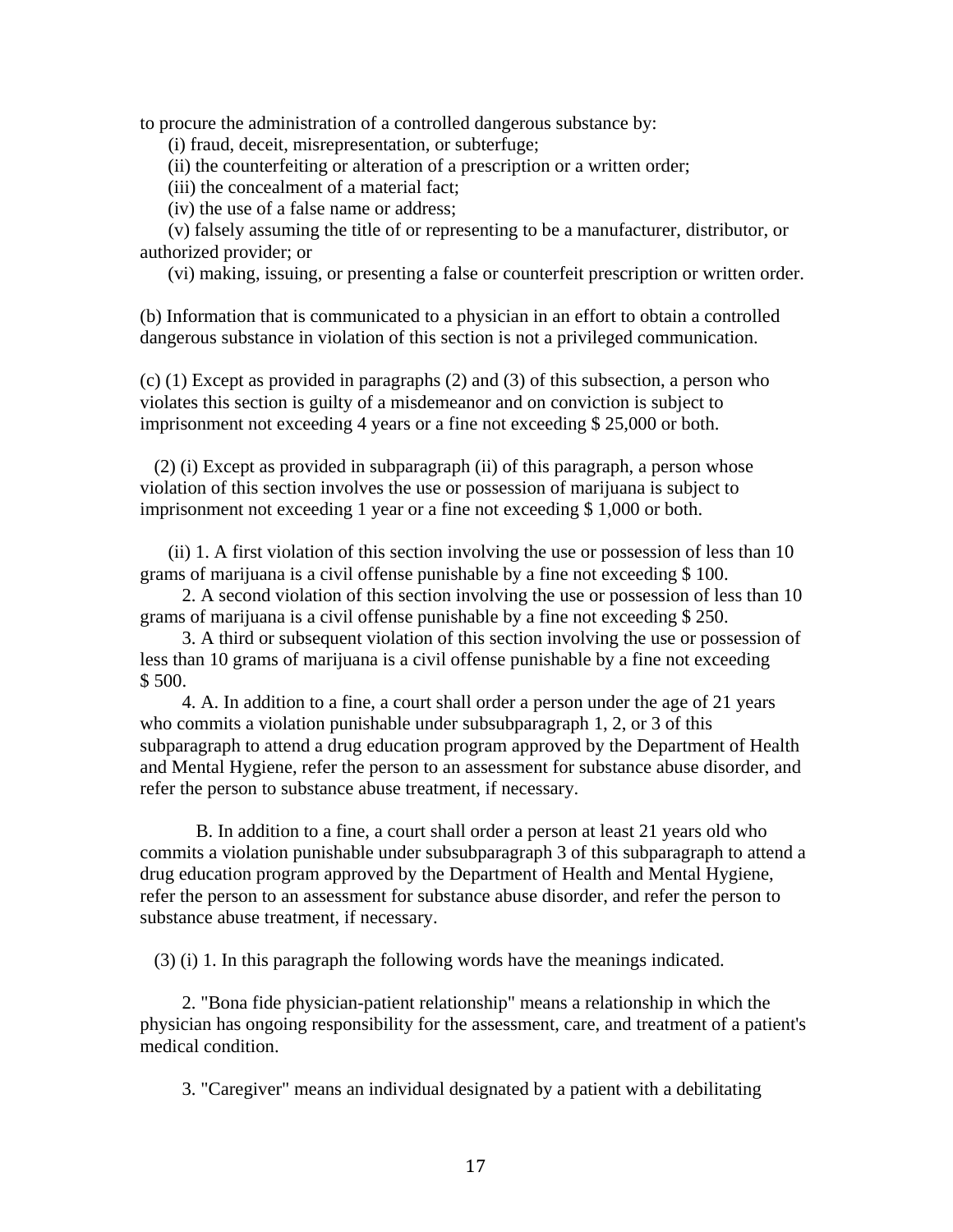to procure the administration of a controlled dangerous substance by:

(i) fraud, deceit, misrepresentation, or subterfuge;

(ii) the counterfeiting or alteration of a prescription or a written order;

(iii) the concealment of a material fact;

(iv) the use of a false name or address;

(v) falsely assuming the title of or representing to be a manufacturer, distributor, or authorized provider; or

(vi) making, issuing, or presenting a false or counterfeit prescription or written order.

(b) Information that is communicated to a physician in an effort to obtain a controlled dangerous substance in violation of this section is not a privileged communication.

(c) (1) Except as provided in paragraphs (2) and (3) of this subsection, a person who violates this section is guilty of a misdemeanor and on conviction is subject to imprisonment not exceeding 4 years or a fine not exceeding $ 25,000 or both.

(2) (i) Except as provided in subparagraph (ii) of this paragraph, a person whose violation of this section involves the use or possession of marijuana is subject to imprisonment not exceeding 1 year or a fine not exceeding $ 1,000 or both.

(ii) 1. A first violation of this section involving the use or possession of less than 10 grams of marijuana is a civil offense punishable by a fine not exceeding $ 100.

2. A second violation of this section involving the use or possession of less than 10 grams of marijuana is a civil offense punishable by a fine not exceeding $ 250.

3. A third or subsequent violation of this section involving the use or possession of less than 10 grams of marijuana is a civil offense punishable by a fine not exceeding $ 500.

4. A. In addition to a fine, a court shall order a person under the age of 21 years who commits a violation punishable under subsubparagraph 1, 2, or 3 of this subparagraph to attend a drug education program approved by the Department of Health and Mental Hygiene, refer the person to an assessment for substance abuse disorder, and refer the person to substance abuse treatment, if necessary.

B. In addition to a fine, a court shall order a person at least 21 years old who commits a violation punishable under subsubparagraph 3 of this subparagraph to attend a drug education program approved by the Department of Health and Mental Hygiene, refer the person to an assessment for substance abuse disorder, and refer the person to substance abuse treatment, if necessary.

(3) (i) 1. In this paragraph the following words have the meanings indicated.

2. "Bona fide physician-patient relationship" means a relationship in which the physician has ongoing responsibility for the assessment, care, and treatment of a patient's medical condition.

3. "Caregiver" means an individual designated by a patient with a debilitating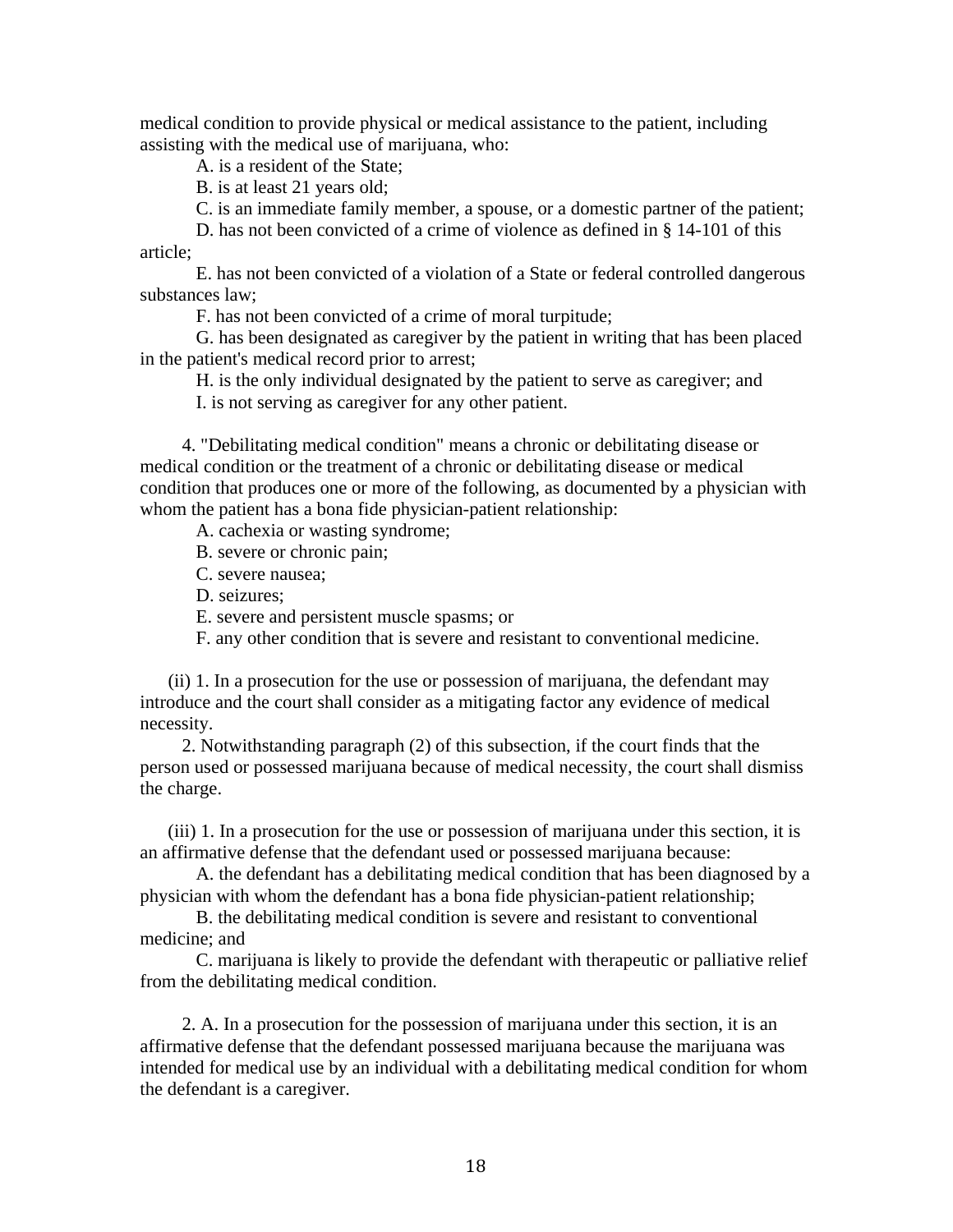medical condition to provide physical or medical assistance to the patient, including assisting with the medical use of marijuana, who:

A. is a resident of the State;

B. is at least 21 years old;

C. is an immediate family member, a spouse, or a domestic partner of the patient;

D. has not been convicted of a crime of violence as defined in § 14-101 of this article;

E. has not been convicted of a violation of a State or federal controlled dangerous substances law;

F. has not been convicted of a crime of moral turpitude;

G. has been designated as caregiver by the patient in writing that has been placed in the patient's medical record prior to arrest;

H. is the only individual designated by the patient to serve as caregiver; and

I. is not serving as caregiver for any other patient.

4. "Debilitating medical condition" means a chronic or debilitating disease or medical condition or the treatment of a chronic or debilitating disease or medical condition that produces one or more of the following, as documented by a physician with whom the patient has a bona fide physician-patient relationship:

A. cachexia or wasting syndrome;

B. severe or chronic pain;

C. severe nausea;

D. seizures;

E. severe and persistent muscle spasms; or

F. any other condition that is severe and resistant to conventional medicine.

(ii) 1. In a prosecution for the use or possession of marijuana, the defendant may introduce and the court shall consider as a mitigating factor any evidence of medical necessity.

2. Notwithstanding paragraph (2) of this subsection, if the court finds that the person used or possessed marijuana because of medical necessity, the court shall dismiss the charge.

(iii) 1. In a prosecution for the use or possession of marijuana under this section, it is an affirmative defense that the defendant used or possessed marijuana because:

A. the defendant has a debilitating medical condition that has been diagnosed by a physician with whom the defendant has a bona fide physician-patient relationship;

B. the debilitating medical condition is severe and resistant to conventional medicine; and

C. marijuana is likely to provide the defendant with therapeutic or palliative relief from the debilitating medical condition.

2. A. In a prosecution for the possession of marijuana under this section, it is an affirmative defense that the defendant possessed marijuana because the marijuana was intended for medical use by an individual with a debilitating medical condition for whom the defendant is a caregiver.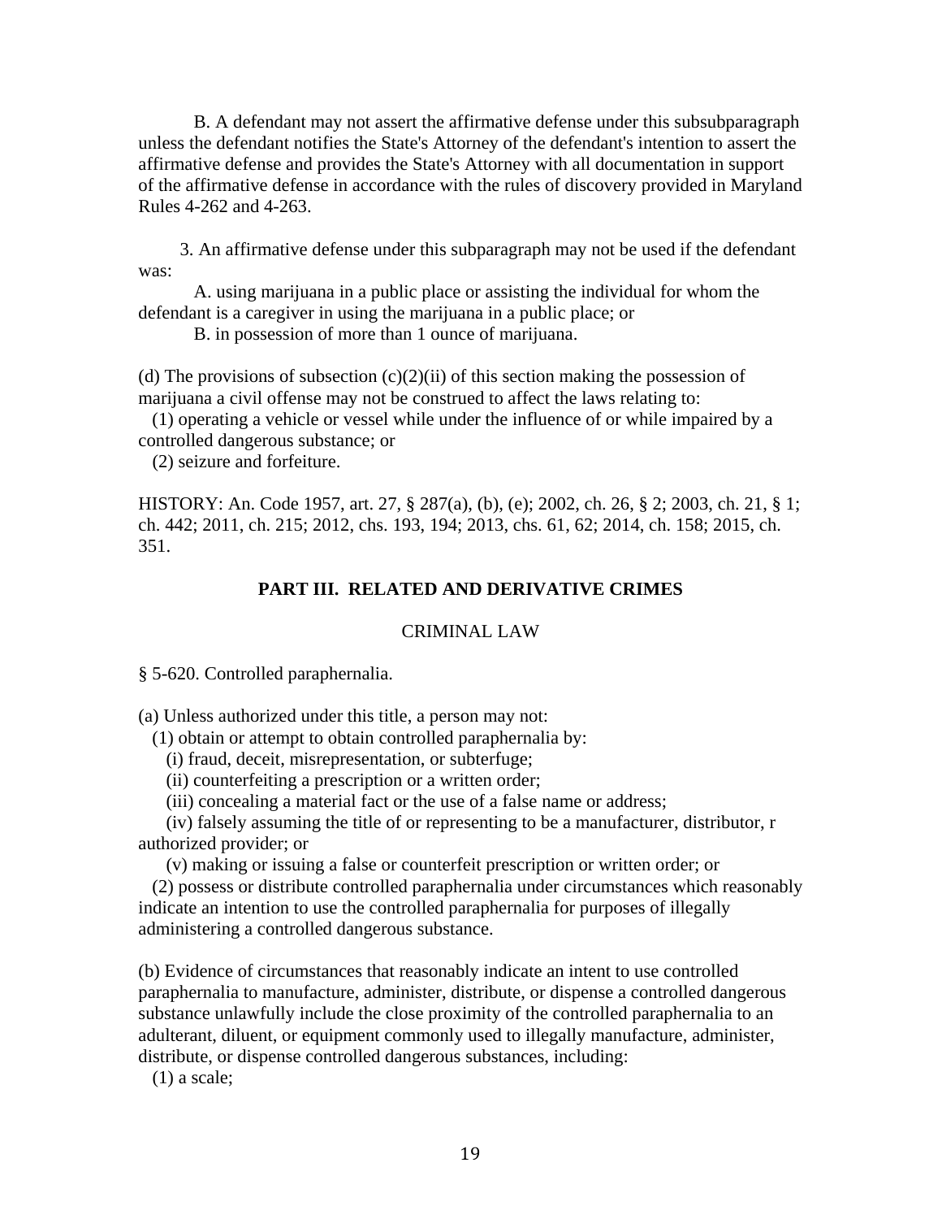B. A defendant may not assert the affirmative defense under this subsubparagraph unless the defendant notifies the State's Attorney of the defendant's intention to assert the affirmative defense and provides the State's Attorney with all documentation in support of the affirmative defense in accordance with the rules of discovery provided in Maryland Rules 4-262 and 4-263.

3. An affirmative defense under this subparagraph may not be used if the defendant was:

A. using marijuana in a public place or assisting the individual for whom the defendant is a caregiver in using the marijuana in a public place; or

B. in possession of more than 1 ounce of marijuana.

(d) The provisions of subsection (c)(2)(ii) of this section making the possession of marijuana a civil offense may not be construed to affect the laws relating to:

(1) operating a vehicle or vessel while under the influence of or while impaired by a controlled dangerous substance; or

(2) seizure and forfeiture.

HISTORY: An. Code 1957, art. 27, § 287(a), (b), (e); 2002, ch. 26, § 2; 2003, ch. 21, § 1; ch. 442; 2011, ch. 215; 2012, chs. 193, 194; 2013, chs. 61, 62; 2014, ch. 158; 2015, ch. 351.

## PART III. RELATED AND DERIVATIVE CRIMES

CRIMINAL LAW

§ 5-620. Controlled paraphernalia.

(a) Unless authorized under this title, a person may not:

(1) obtain or attempt to obtain controlled paraphernalia by:

(i) fraud, deceit, misrepresentation, or subterfuge;

(ii) counterfeiting a prescription or a written order;

(iii) concealing a material fact or the use of a false name or address;

(iv) falsely assuming the title of or representing to be a manufacturer, distributor, r authorized provider; or

(v) making or issuing a false or counterfeit prescription or written order; or

(2) possess or distribute controlled paraphernalia under circumstances which reasonably indicate an intention to use the controlled paraphernalia for purposes of illegally administering a controlled dangerous substance.

(b) Evidence of circumstances that reasonably indicate an intent to use controlled paraphernalia to manufacture, administer, distribute, or dispense a controlled dangerous substance unlawfully include the close proximity of the controlled paraphernalia to an adulterant, diluent, or equipment commonly used to illegally manufacture, administer, distribute, or dispense controlled dangerous substances, including:

(1) a scale;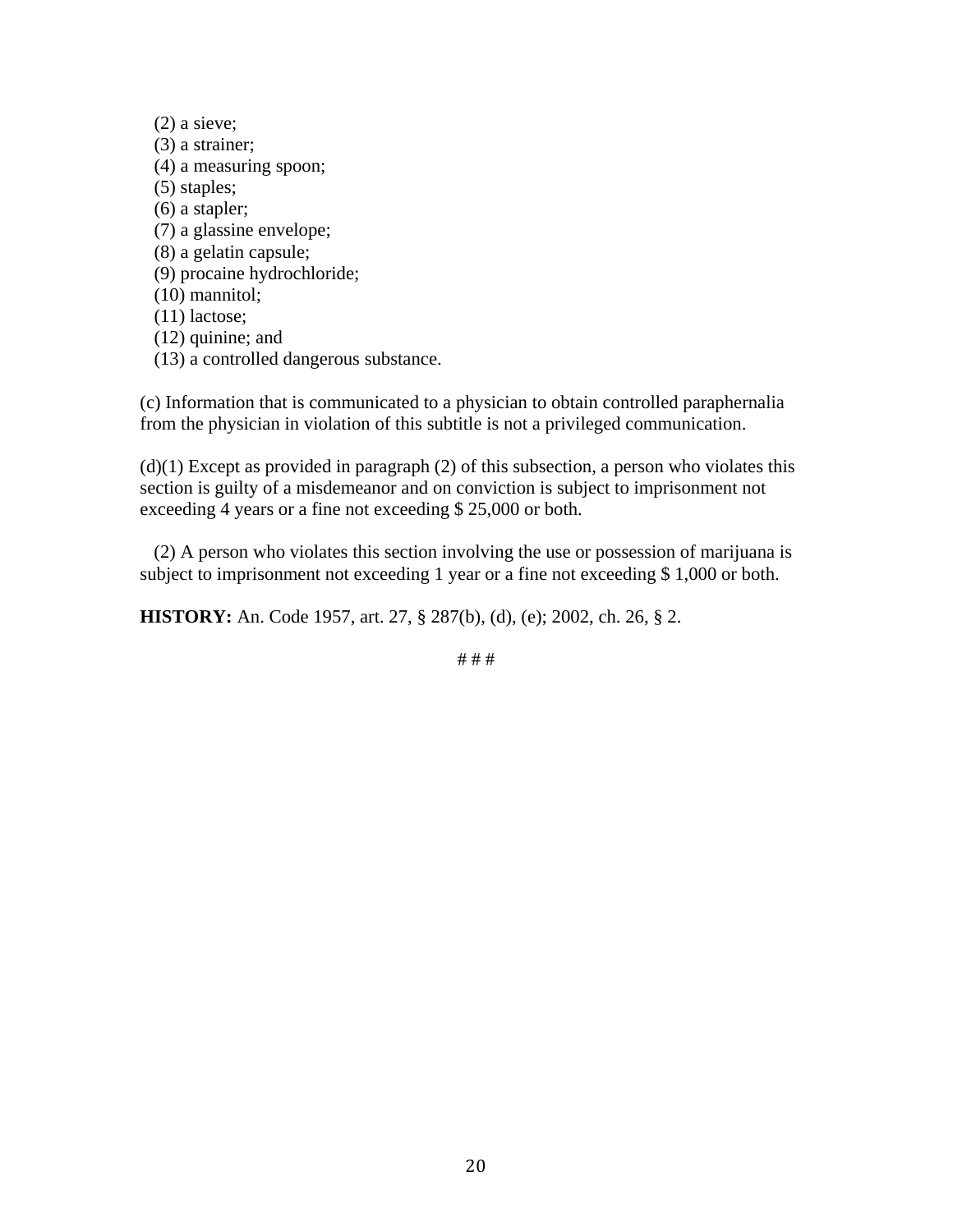(2) a sieve;
(3) a strainer;
(4) a measuring spoon;
(5) staples;
(6) a stapler;
(7) a glassine envelope;
(8) a gelatin capsule;
(9) procaine hydrochloride;
(10) mannitol;
(11) lactose;
(12) quinine; and
(13) a controlled dangerous substance.

(c) Information that is communicated to a physician to obtain controlled paraphernalia from the physician in violation of this subtitle is not a privileged communication.

(d)(1) Except as provided in paragraph (2) of this subsection, a person who violates this section is guilty of a misdemeanor and on conviction is subject to imprisonment not exceeding 4 years or a fine not exceeding $ 25,000 or both.

(2) A person who violates this section involving the use or possession of marijuana is subject to imprisonment not exceeding 1 year or a fine not exceeding $ 1,000 or both.

**HISTORY:** An. Code 1957, art. 27, § 287(b), (d), (e); 2002, ch. 26, § 2.

# # #